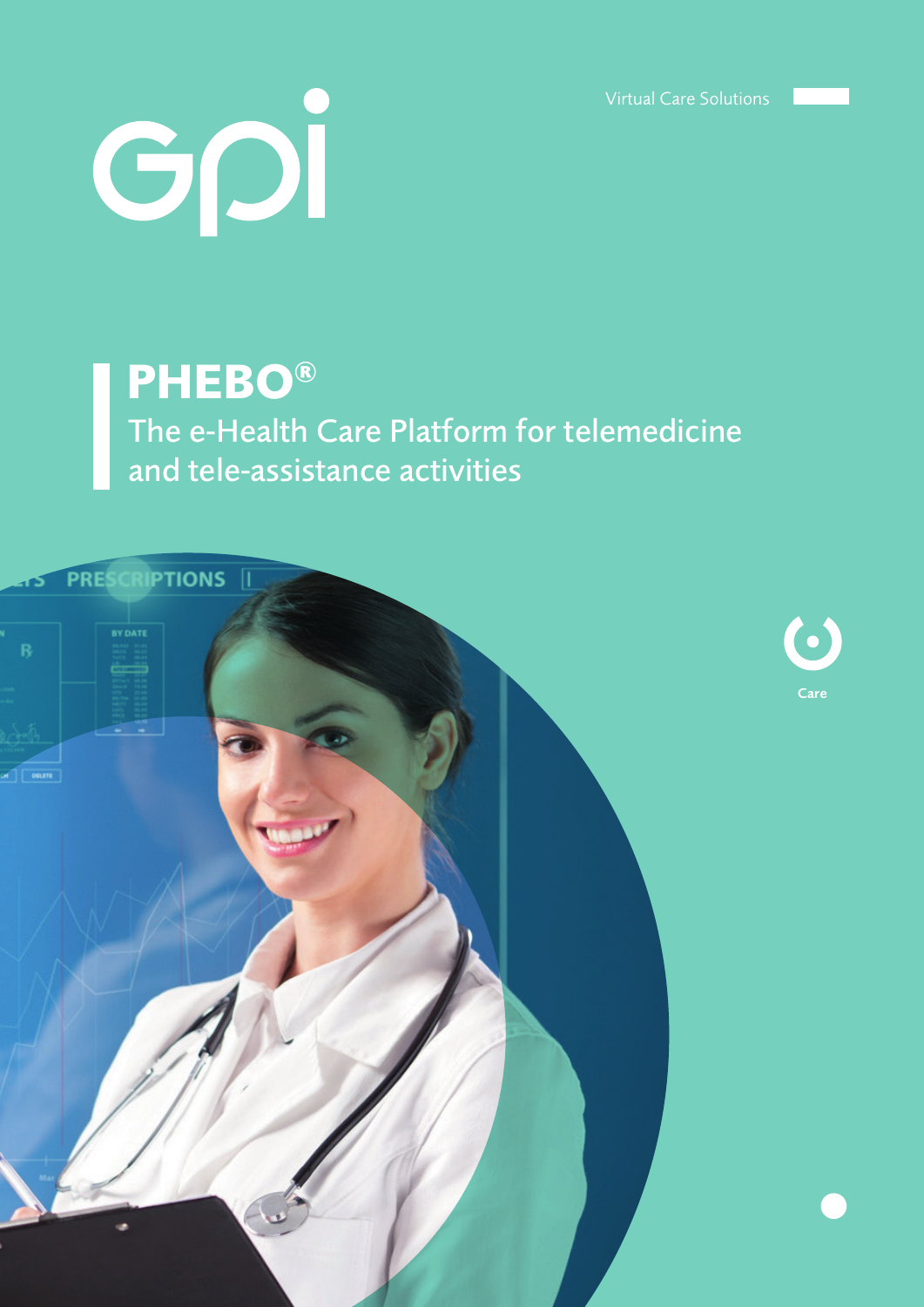Virtual Care Solutions

# PHEBO®

## The e-Health Care Platform for telemedicine and tele-assistance activities

Care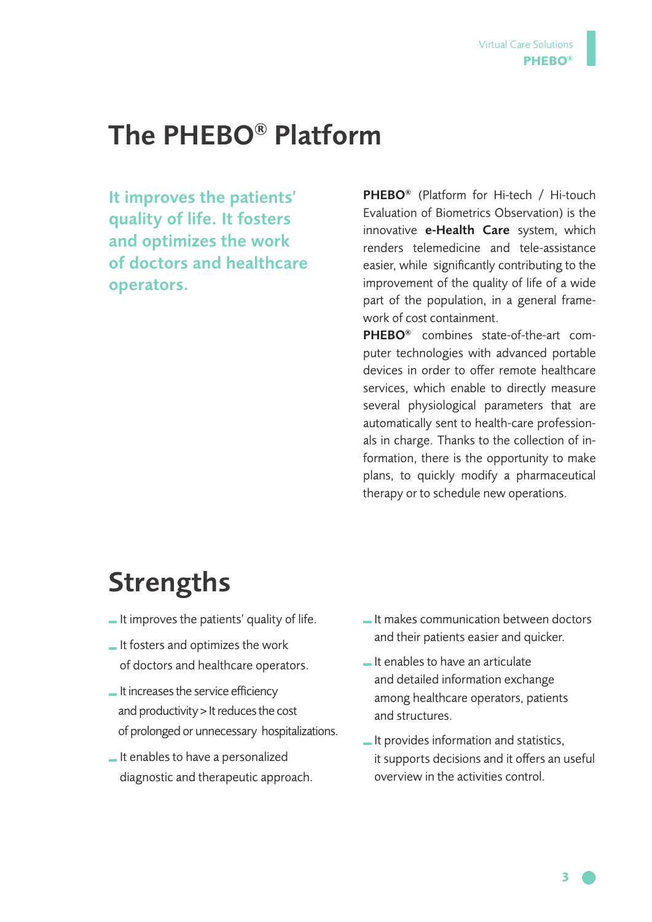# The PHEBO® Platform

**It improves the patients' quality of life. It fosters and optimizes the work of doctors and healthcare operators.**

**PHEBO®** (Platform for Hi-tech / Hi-touch Evaluation of Biometrics Observation) is the innovative **e-Health Care** system, which renders telemedicine and tele-assistance easier, while significantly contributing to the improvement of the quality of life of a wide part of the population, in a general framework of cost containment.

**PHEBO®** combines state-of-the-art computer technologies with advanced portable devices in order to offer remote healthcare services, which enable to directly measure several physiological parameters that are automatically sent to health-care professionals in charge. Thanks to the collection of information, there is the opportunity to make plans, to quickly modify a pharmaceutical therapy or to schedule new operations.

# Strengths

- It improves the patients' quality of life.
- It fosters and optimizes the work of doctors and healthcare operators.
- It increases the service efficiency and productivity > It reduces the cost of prolonged or unnecessary hospitalizations.
- It enables to have a personalized diagnostic and therapeutic approach.
- It makes communication between doctors and their patients easier and quicker.
- It enables to have an articulate and detailed information exchange among healthcare operators, patients and structures.
- It provides information and statistics, it supports decisions and it offers an useful overview in the activities control.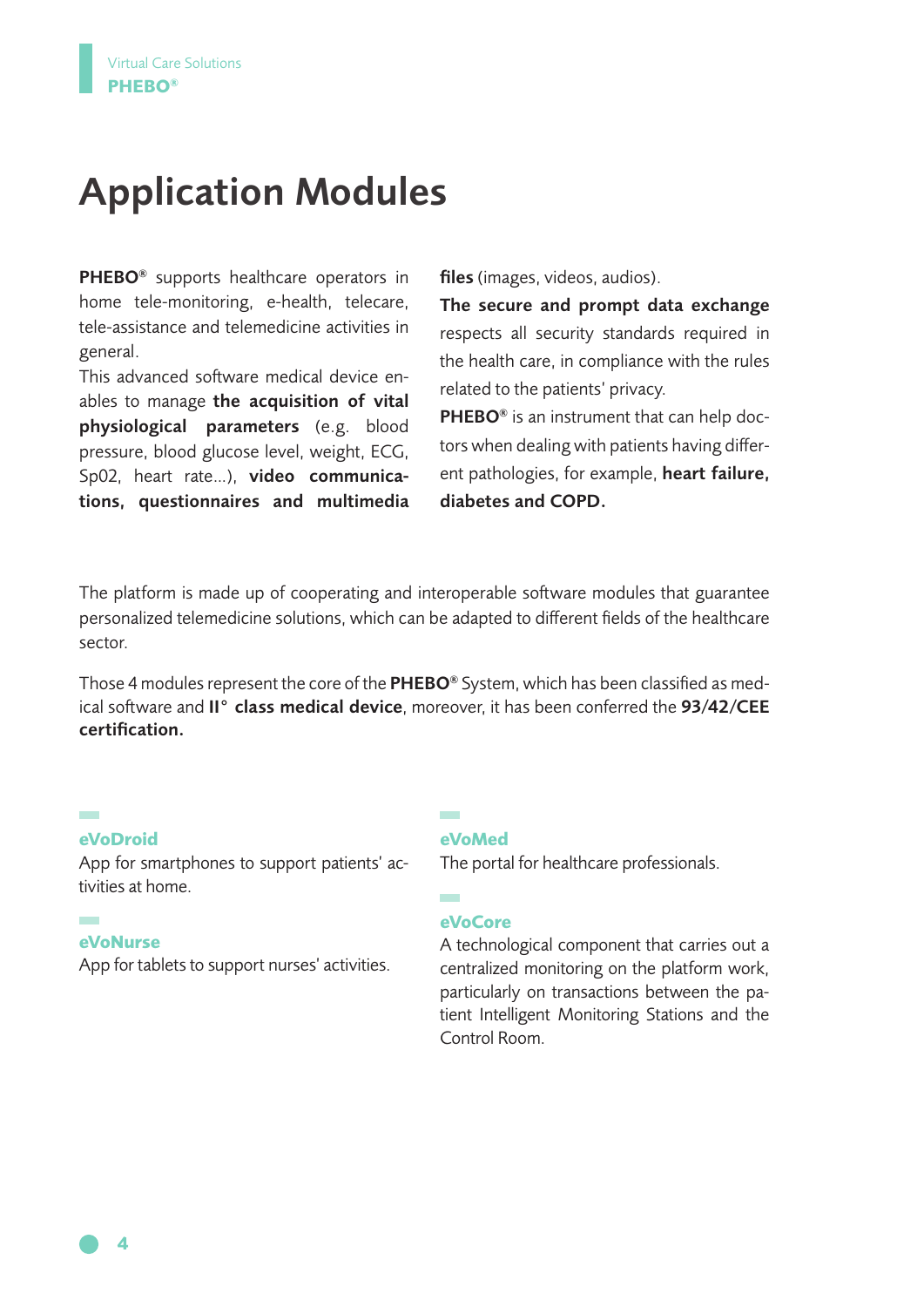# Application Modules

**PHEBO®** supports healthcare operators in home tele-monitoring, e-health, telecare, tele-assistance and telemedicine activities in general.

This advanced software medical device enables to manage **the acquisition of vital physiological parameters** (e.g. blood pressure, blood glucose level, weight, ECG, Sp02, heart rate...), **video communications, questionnaires and multimedia files** (images, videos, audios).

**The secure and prompt data exchange** respects all security standards required in the health care, in compliance with the rules related to the patients' privacy.

**PHEBO®** is an instrument that can help doctors when dealing with patients having different pathologies, for example, **heart failure, diabetes and COPD.**

The platform is made up of cooperating and interoperable software modules that guarantee personalized telemedicine solutions, which can be adapted to different fields of the healthcare sector.

Those 4 modules represent the core of the **PHEBO®** System, which has been classified as medical software and **II° class medical device**, moreover, it has been conferred the **93/42/CEE certification.**

### eVoDroid

App for smartphones to support patients' activities at home.

### eVoNurse

App for tablets to support nurses' activities.

### eVoMed

The portal for healthcare professionals.

### eVoCore

A technological component that carries out a centralized monitoring on the platform work, particularly on transactions between the patient Intelligent Monitoring Stations and the Control Room.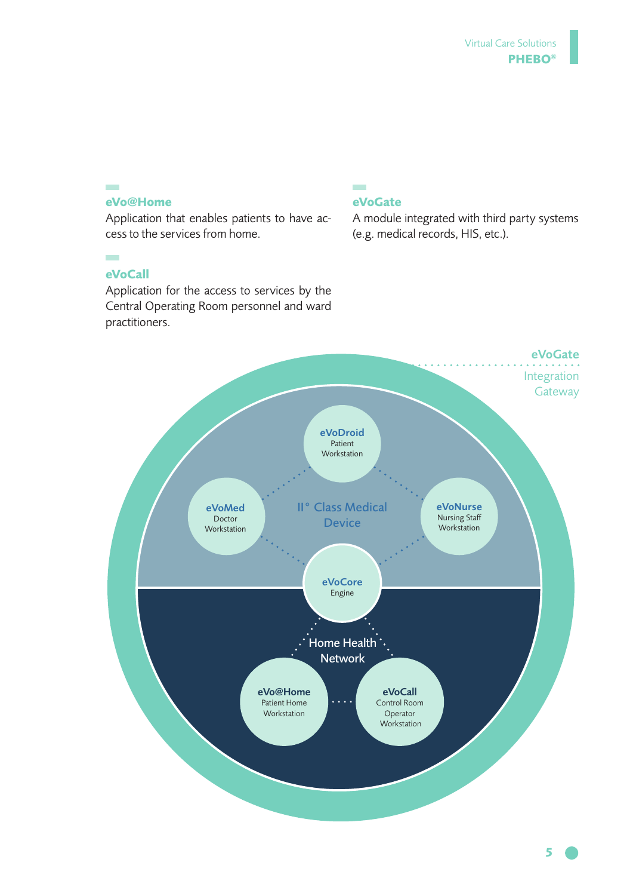### eVo@Home

Application that enables patients to have access to the services from home.

### eVoCall

Application for the access to services by the Central Operating Room personnel and ward practitioners.

### eVoGate

A module integrated with third party systems (e.g. medical records, HIS, etc.).

**eVoGate**
Integration Gateway

II° Class Medical Device

**eVoDroid**
Patient Workstation

**eVoMed**
Doctor Workstation

**eVoNurse**
Nursing Staff Workstation

**eVoCore**
Engine

Home Health Network

**eVo@Home**
Patient Home Workstation

**eVoCall**
Control Room Operator Workstation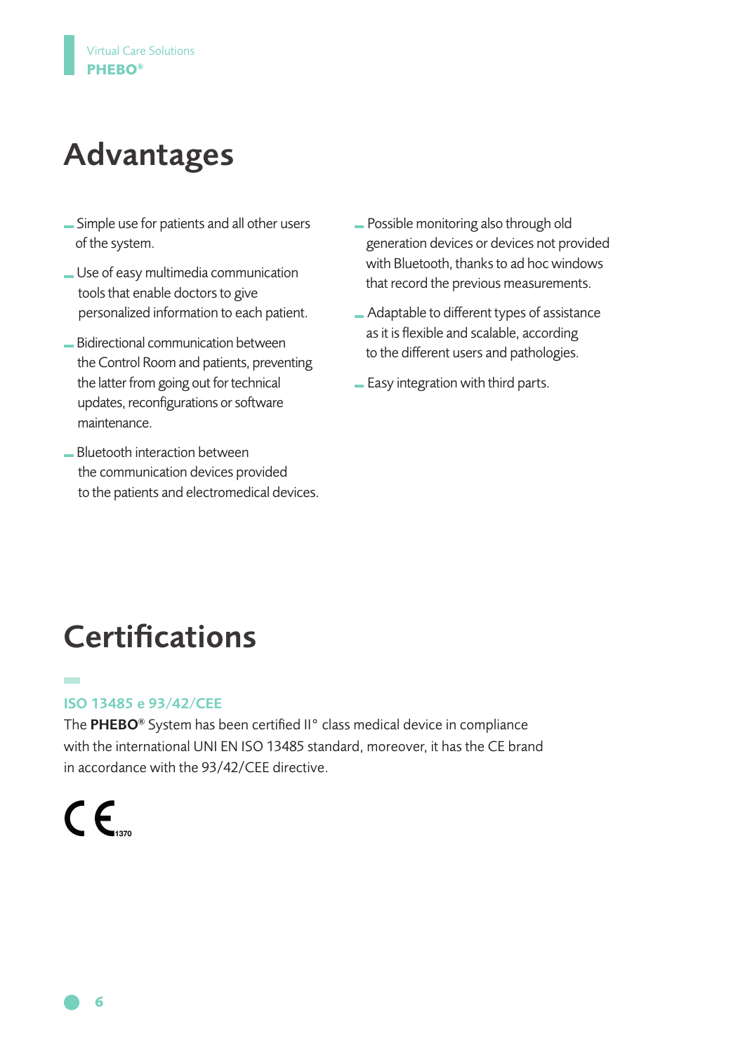# Advantages

- Simple use for patients and all other users of the system.
- Use of easy multimedia communication tools that enable doctors to give personalized information to each patient.
- Bidirectional communication between the Control Room and patients, preventing the latter from going out for technical updates, reconfigurations or software maintenance.
- Bluetooth interaction between the communication devices provided to the patients and electromedical devices.
- Possible monitoring also through old generation devices or devices not provided with Bluetooth, thanks to ad hoc windows that record the previous measurements.
- Adaptable to different types of assistance as it is flexible and scalable, according to the different users and pathologies.
- Easy integration with third parts.

# Certifications

### ISO 13485 e 93/42/CEE

The **PHEBO®** System has been certified II° class medical device in compliance with the international UNI EN ISO 13485 standard, moreover, it has the CE brand in accordance with the 93/42/CEE directive.

CE 1370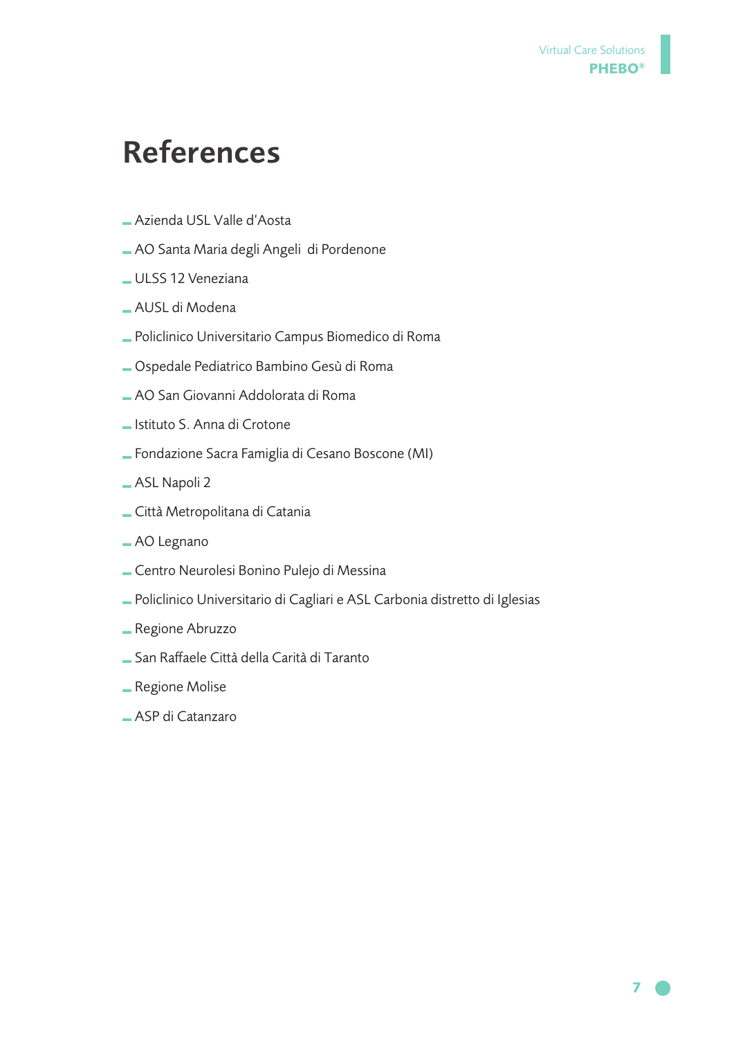# References

- Azienda USL Valle d'Aosta
- AO Santa Maria degli Angeli di Pordenone
- ULSS 12 Veneziana
- AUSL di Modena
- Policlinico Universitario Campus Biomedico di Roma
- Ospedale Pediatrico Bambino Gesù di Roma
- AO San Giovanni Addolorata di Roma
- Istituto S. Anna di Crotone
- Fondazione Sacra Famiglia di Cesano Boscone (MI)
- ASL Napoli 2
- Città Metropolitana di Catania
- AO Legnano
- Centro Neurolesi Bonino Pulejo di Messina
- Policlinico Universitario di Cagliari e ASL Carbonia distretto di Iglesias
- Regione Abruzzo
- San Raffaele Città della Carità di Taranto
- Regione Molise
- ASP di Catanzaro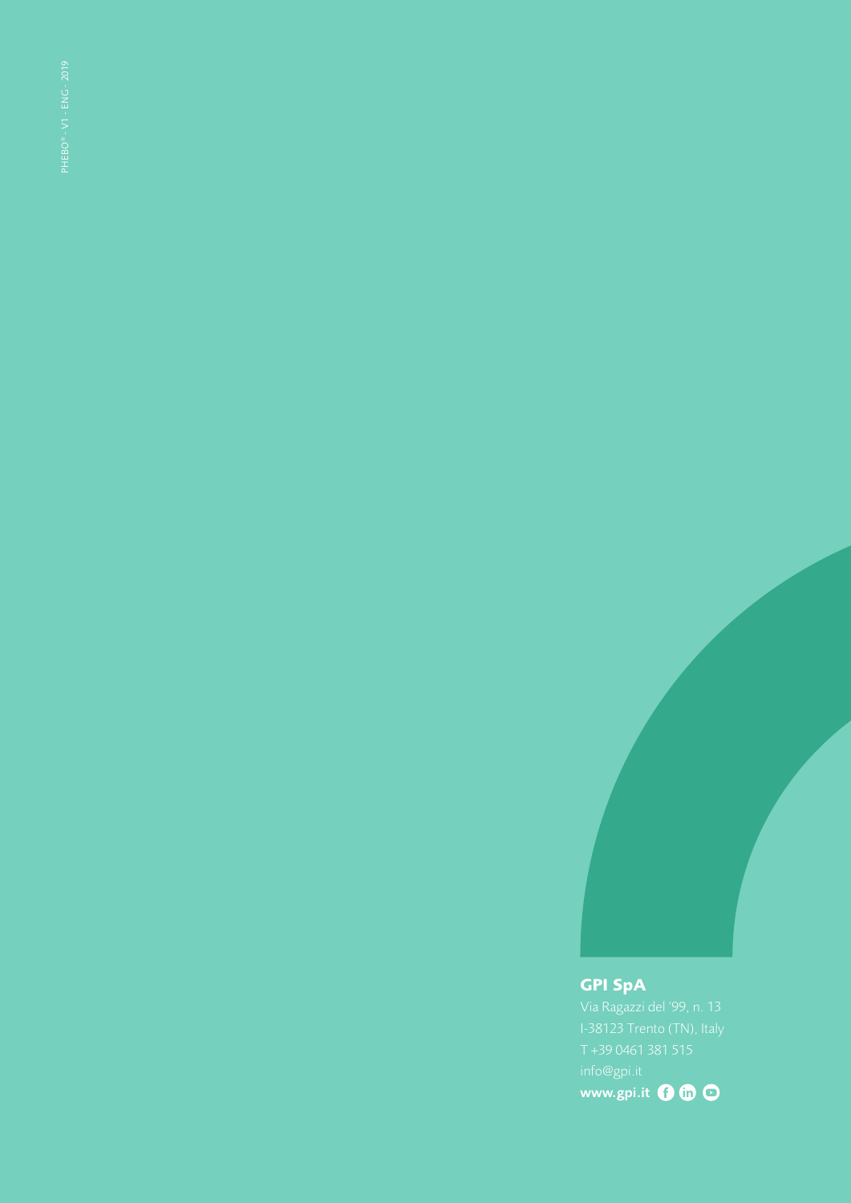PHEBO® - V1 - ENG - 2019

**GPI SpA**

Via Ragazzi del '99, n. 13
I-38123 Trento (TN), Italy
T +39 0461 381 515
info@gpi.it
**www.gpi.it**